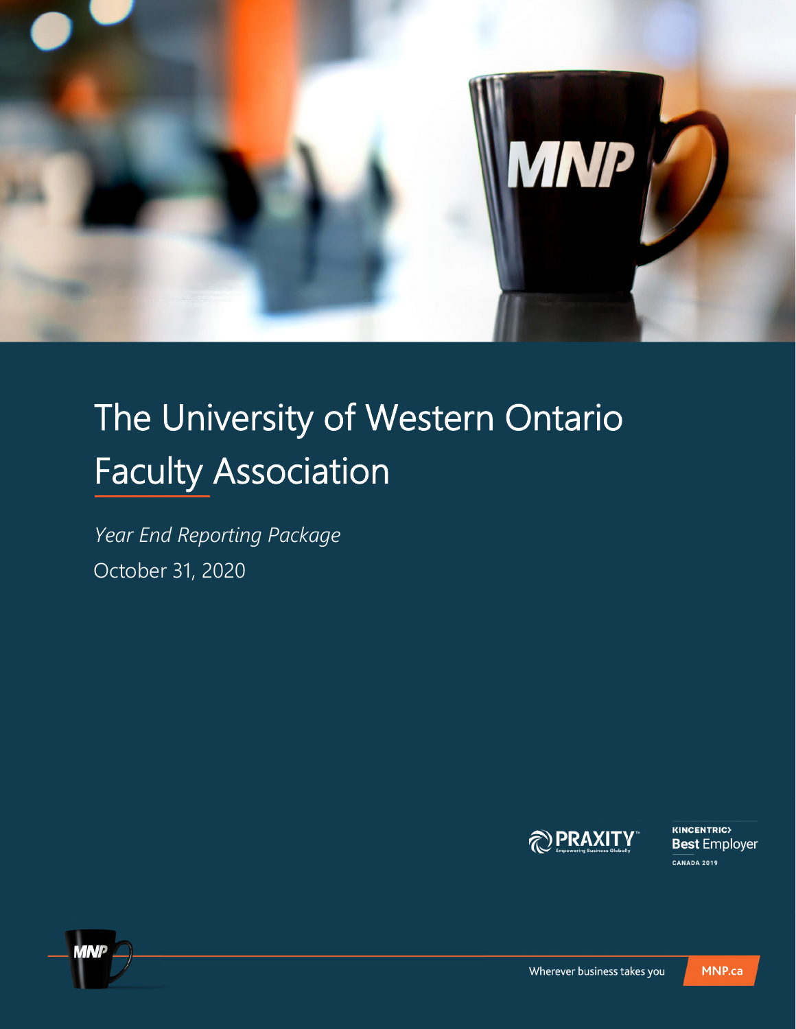# The University of Western Ontario Faculty Association

*Year End Reporting Package*

October 31, 2020

Wherever business takes you

MNP.ca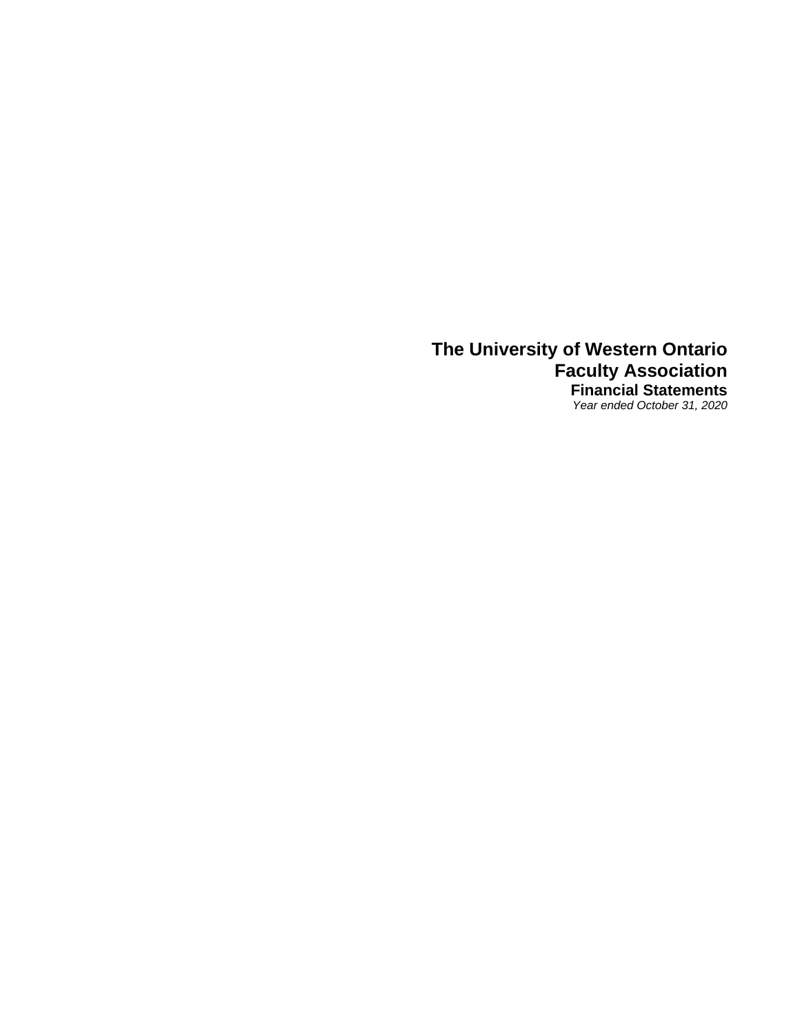# The University of Western Ontario
# Faculty Association
## Financial Statements
*Year ended October 31, 2020*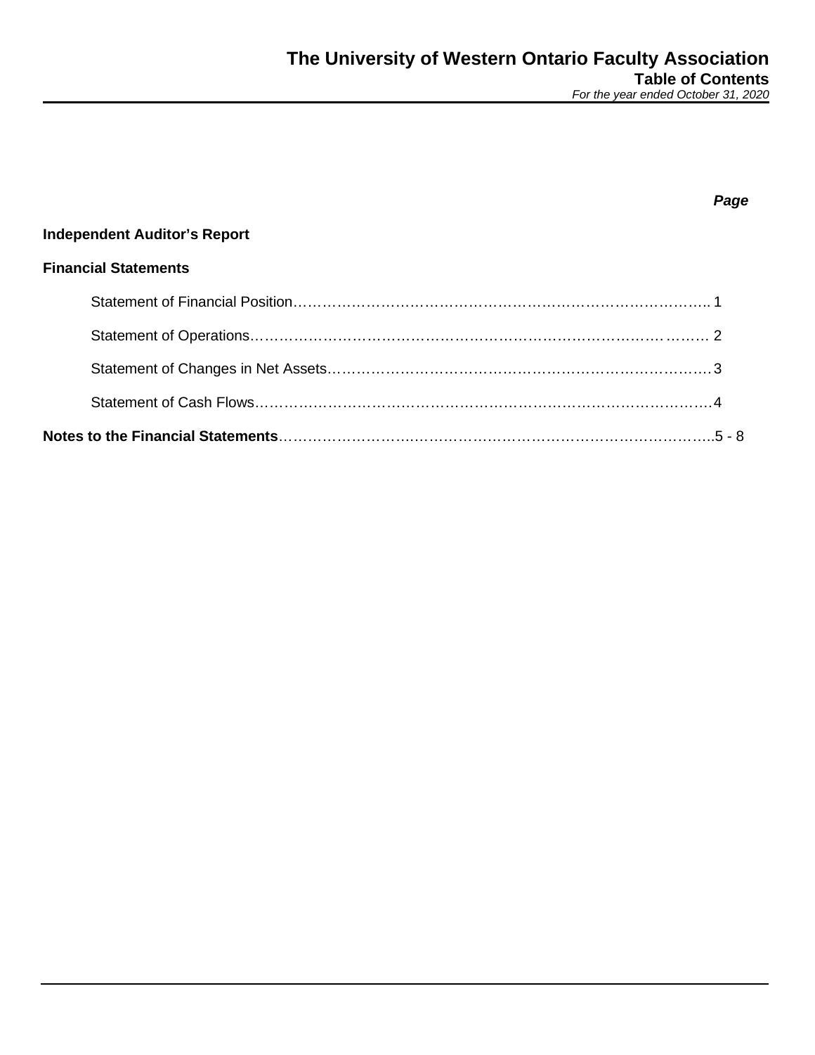# The University of Western Ontario Faculty Association

## Table of Contents

*For the year ended October 31, 2020*

| | *Page* |
|---|---|
| **Independent Auditor's Report** | |
| **Financial Statements** | |
| Statement of Financial Position | 1 |
| Statement of Operations | 2 |
| Statement of Changes in Net Assets | 3 |
| Statement of Cash Flows | 4 |
| **Notes to the Financial Statements** | 5 - 8 |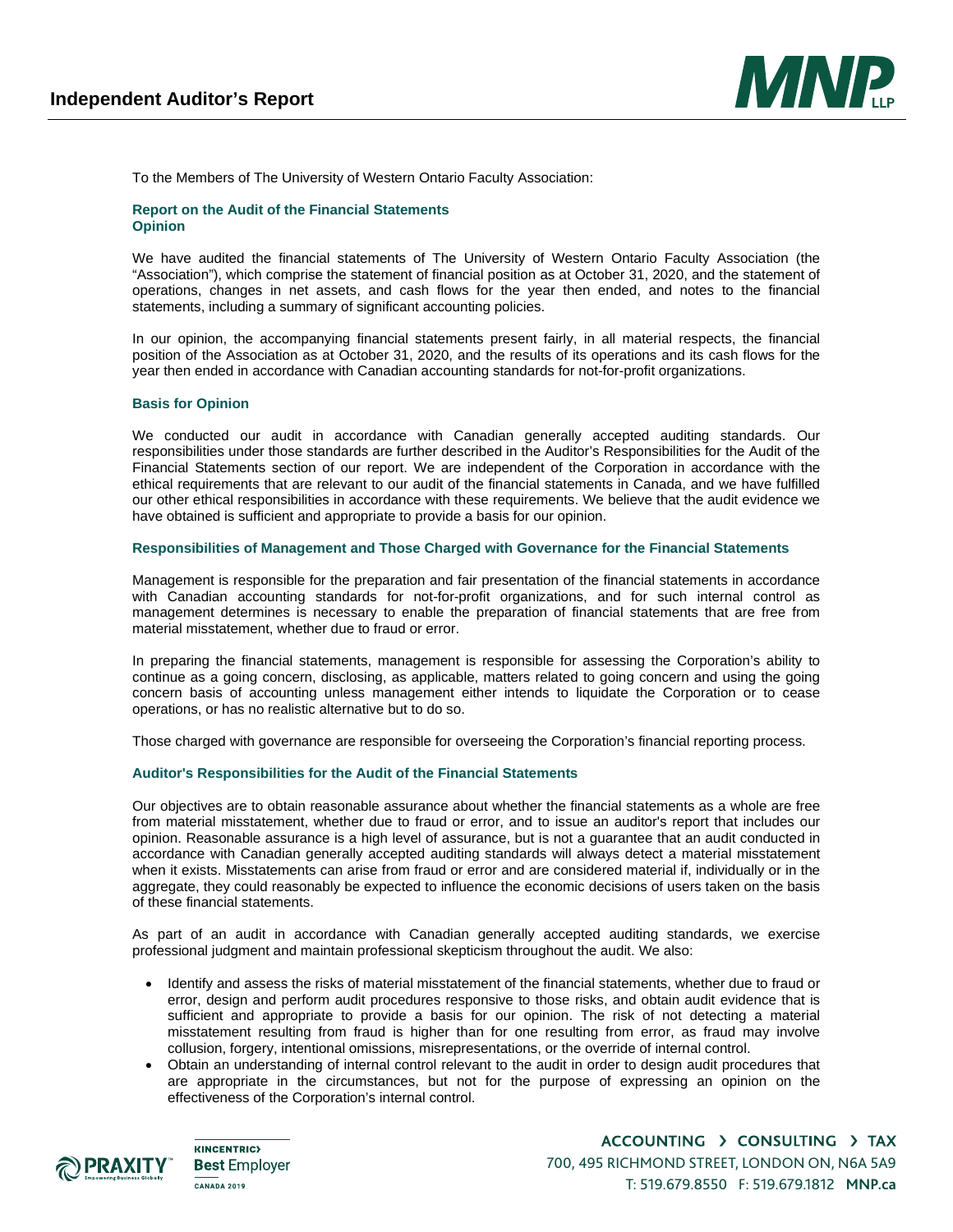# Independent Auditor's Report

To the Members of The University of Western Ontario Faculty Association:

## Report on the Audit of the Financial Statements

### Opinion

We have audited the financial statements of The University of Western Ontario Faculty Association (the "Association"), which comprise the statement of financial position as at October 31, 2020, and the statement of operations, changes in net assets, and cash flows for the year then ended, and notes to the financial statements, including a summary of significant accounting policies.

In our opinion, the accompanying financial statements present fairly, in all material respects, the financial position of the Association as at October 31, 2020, and the results of its operations and its cash flows for the year then ended in accordance with Canadian accounting standards for not-for-profit organizations.

### Basis for Opinion

We conducted our audit in accordance with Canadian generally accepted auditing standards. Our responsibilities under those standards are further described in the Auditor's Responsibilities for the Audit of the Financial Statements section of our report. We are independent of the Corporation in accordance with the ethical requirements that are relevant to our audit of the financial statements in Canada, and we have fulfilled our other ethical responsibilities in accordance with these requirements. We believe that the audit evidence we have obtained is sufficient and appropriate to provide a basis for our opinion.

### Responsibilities of Management and Those Charged with Governance for the Financial Statements

Management is responsible for the preparation and fair presentation of the financial statements in accordance with Canadian accounting standards for not-for-profit organizations, and for such internal control as management determines is necessary to enable the preparation of financial statements that are free from material misstatement, whether due to fraud or error.

In preparing the financial statements, management is responsible for assessing the Corporation's ability to continue as a going concern, disclosing, as applicable, matters related to going concern and using the going concern basis of accounting unless management either intends to liquidate the Corporation or to cease operations, or has no realistic alternative but to do so.

Those charged with governance are responsible for overseeing the Corporation's financial reporting process.

### Auditor's Responsibilities for the Audit of the Financial Statements

Our objectives are to obtain reasonable assurance about whether the financial statements as a whole are free from material misstatement, whether due to fraud or error, and to issue an auditor's report that includes our opinion. Reasonable assurance is a high level of assurance, but is not a guarantee that an audit conducted in accordance with Canadian generally accepted auditing standards will always detect a material misstatement when it exists. Misstatements can arise from fraud or error and are considered material if, individually or in the aggregate, they could reasonably be expected to influence the economic decisions of users taken on the basis of these financial statements.

As part of an audit in accordance with Canadian generally accepted auditing standards, we exercise professional judgment and maintain professional skepticism throughout the audit. We also:

- Identify and assess the risks of material misstatement of the financial statements, whether due to fraud or error, design and perform audit procedures responsive to those risks, and obtain audit evidence that is sufficient and appropriate to provide a basis for our opinion. The risk of not detecting a material misstatement resulting from fraud is higher than for one resulting from error, as fraud may involve collusion, forgery, intentional omissions, misrepresentations, or the override of internal control.
- Obtain an understanding of internal control relevant to the audit in order to design audit procedures that are appropriate in the circumstances, but not for the purpose of expressing an opinion on the effectiveness of the Corporation's internal control.

ACCOUNTING › CONSULTING › TAX
700, 495 RICHMOND STREET, LONDON ON, N6A 5A9
T: 519.679.8550 F: 519.679.1812 MNP.ca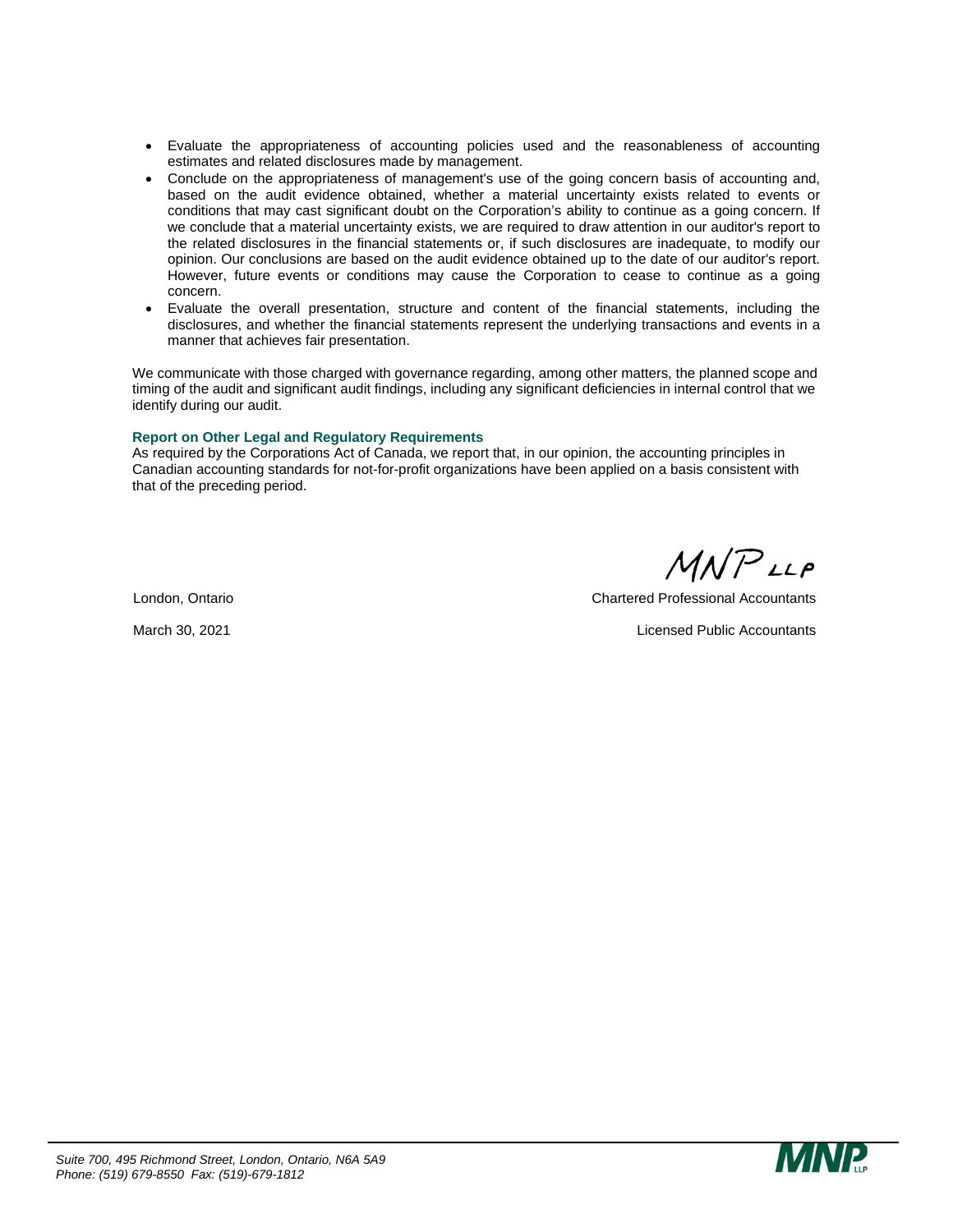- Evaluate the appropriateness of accounting policies used and the reasonableness of accounting estimates and related disclosures made by management.
- Conclude on the appropriateness of management's use of the going concern basis of accounting and, based on the audit evidence obtained, whether a material uncertainty exists related to events or conditions that may cast significant doubt on the Corporation's ability to continue as a going concern. If we conclude that a material uncertainty exists, we are required to draw attention in our auditor's report to the related disclosures in the financial statements or, if such disclosures are inadequate, to modify our opinion. Our conclusions are based on the audit evidence obtained up to the date of our auditor's report. However, future events or conditions may cause the Corporation to cease to continue as a going concern.
- Evaluate the overall presentation, structure and content of the financial statements, including the disclosures, and whether the financial statements represent the underlying transactions and events in a manner that achieves fair presentation.

We communicate with those charged with governance regarding, among other matters, the planned scope and timing of the audit and significant audit findings, including any significant deficiencies in internal control that we identify during our audit.

**Report on Other Legal and Regulatory Requirements**

As required by the Corporations Act of Canada, we report that, in our opinion, the accounting principles in Canadian accounting standards for not-for-profit organizations have been applied on a basis consistent with that of the preceding period.

MNP LLP

London, Ontario — Chartered Professional Accountants

March 30, 2021 — Licensed Public Accountants

*Suite 700, 495 Richmond Street, London, Ontario, N6A 5A9*
*Phone: (519) 679-8550 Fax: (519)-679-1812*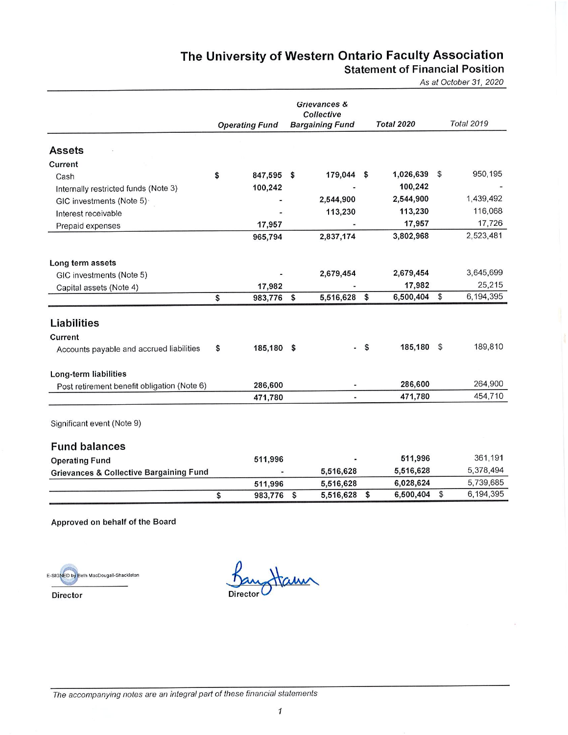# The University of Western Ontario Faculty Association

## Statement of Financial Position

*As at October 31, 2020*

| | Operating Fund | Grievances & Collective Bargaining Fund | Total 2020 | Total 2019 |
|---|---|---|---|---|
| **Assets** | | | | |
| **Current** | | | | |
| Cash | $ 847,595 | $ 179,044 | $ 1,026,639 | $ 950,195 |
| Internally restricted funds (Note 3) | 100,242 | - | 100,242 | - |
| GIC investments (Note 5) | - | 2,544,900 | 2,544,900 | 1,439,492 |
| Interest receivable | - | 113,230 | 113,230 | 116,068 |
| Prepaid expenses | 17,957 | - | 17,957 | 17,726 |
| | 965,794 | 2,837,174 | 3,802,968 | 2,523,481 |
| **Long term assets** | | | | |
| GIC investments (Note 5) | - | 2,679,454 | 2,679,454 | 3,645,699 |
| Capital assets (Note 4) | 17,982 | - | 17,982 | 25,215 |
| | $ 983,776 | $ 5,516,628 | $ 6,500,404 | $ 6,194,395 |
| **Liabilities** | | | | |
| **Current** | | | | |
| Accounts payable and accrued liabilities | $ 185,180 | $ - | $ 185,180 | $ 189,810 |
| **Long-term liabilities** | | | | |
| Post retirement benefit obligation (Note 6) | 286,600 | - | 286,600 | 264,900 |
| | 471,780 | - | 471,780 | 454,710 |
| Significant event (Note 9) | | | | |
| **Fund balances** | | | | |
| **Operating Fund** | 511,996 | - | 511,996 | 361,191 |
| **Grievances & Collective Bargaining Fund** | - | 5,516,628 | 5,516,628 | 5,378,494 |
| | 511,996 | 5,516,628 | 6,028,624 | 5,739,685 |
| | $ 983,776 | $ 5,516,628 | $ 6,500,404 | $ 6,194,395 |

**Approved on behalf of the Board**

E-SIGNED by Beth MacDougall-Shackleton
**Director**

**Director**

*The accompanying notes are an integral part of these financial statements*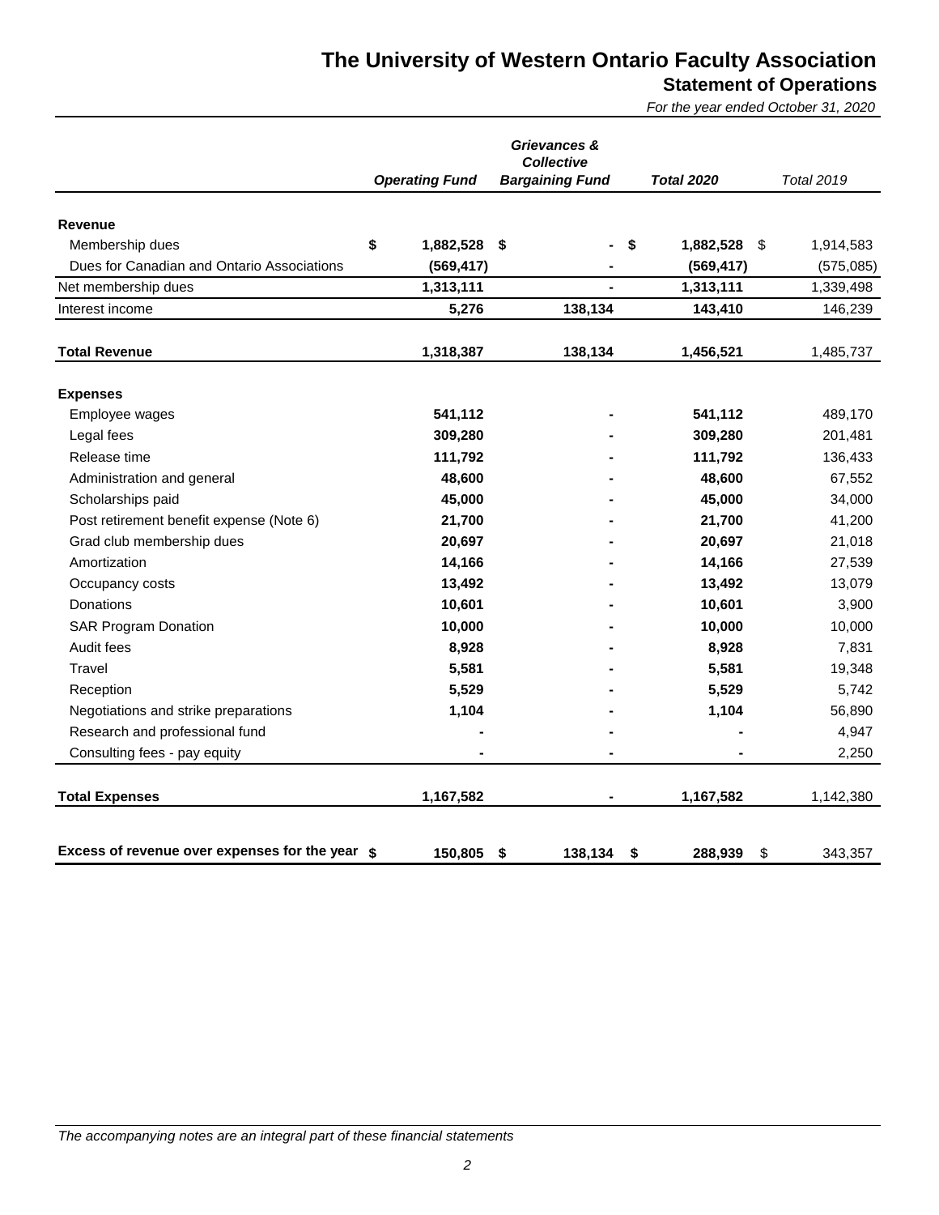# The University of Western Ontario Faculty Association

## Statement of Operations

*For the year ended October 31, 2020*

| | *Operating Fund* | *Grievances & Collective Bargaining Fund* | *Total 2020* | *Total 2019* |
|---|---|---|---|---|
| **Revenue** | | | | |
| Membership dues | **$ 1,882,528** | **$ -** | **$ 1,882,528** | $ 1,914,583 |
| Dues for Canadian and Ontario Associations | **(569,417)** | **-** | **(569,417)** | (575,085) |
| Net membership dues | **1,313,111** | **-** | **1,313,111** | 1,339,498 |
| Interest income | **5,276** | **138,134** | **143,410** | 146,239 |
| **Total Revenue** | **1,318,387** | **138,134** | **1,456,521** | 1,485,737 |
| **Expenses** | | | | |
| Employee wages | **541,112** | **-** | **541,112** | 489,170 |
| Legal fees | **309,280** | **-** | **309,280** | 201,481 |
| Release time | **111,792** | **-** | **111,792** | 136,433 |
| Administration and general | **48,600** | **-** | **48,600** | 67,552 |
| Scholarships paid | **45,000** | **-** | **45,000** | 34,000 |
| Post retirement benefit expense (Note 6) | **21,700** | **-** | **21,700** | 41,200 |
| Grad club membership dues | **20,697** | **-** | **20,697** | 21,018 |
| Amortization | **14,166** | **-** | **14,166** | 27,539 |
| Occupancy costs | **13,492** | **-** | **13,492** | 13,079 |
| Donations | **10,601** | **-** | **10,601** | 3,900 |
| SAR Program Donation | **10,000** | **-** | **10,000** | 10,000 |
| Audit fees | **8,928** | **-** | **8,928** | 7,831 |
| Travel | **5,581** | **-** | **5,581** | 19,348 |
| Reception | **5,529** | **-** | **5,529** | 5,742 |
| Negotiations and strike preparations | **1,104** | **-** | **1,104** | 56,890 |
| Research and professional fund | **-** | **-** | **-** | 4,947 |
| Consulting fees - pay equity | **-** | **-** | **-** | 2,250 |
| **Total Expenses** | **1,167,582** | **-** | **1,167,582** | 1,142,380 |
| **Excess of revenue over expenses for the year** | **$ 150,805** | **$ 138,134** | **$ 288,939** | $ 343,357 |

*The accompanying notes are an integral part of these financial statements*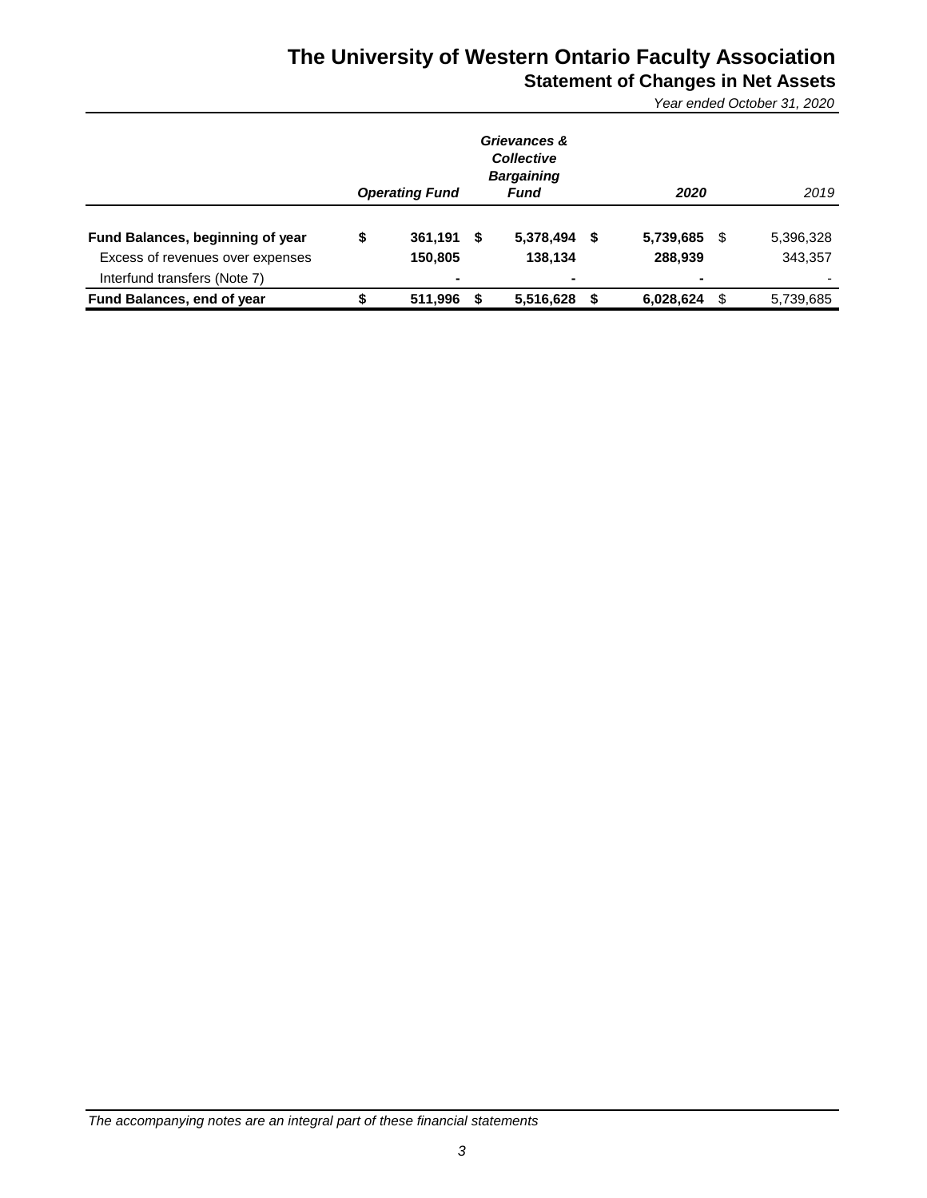# The University of Western Ontario Faculty Association

## Statement of Changes in Net Assets

*Year ended October 31, 2020*

| | *Operating Fund* | *Grievances & Collective Bargaining Fund* | *2020* | *2019* |
|---|---|---|---|---|
| **Fund Balances, beginning of year** | **$ 361,191** | **$ 5,378,494** | **$ 5,739,685** | $ 5,396,328 |
| Excess of revenues over expenses | **150,805** | **138,134** | **288,939** | 343,357 |
| Interfund transfers (Note 7) | **-** | **-** | **-** | - |
| **Fund Balances, end of year** | **$ 511,996** | **$ 5,516,628** | **$ 6,028,624** | $ 5,739,685 |

*The accompanying notes are an integral part of these financial statements*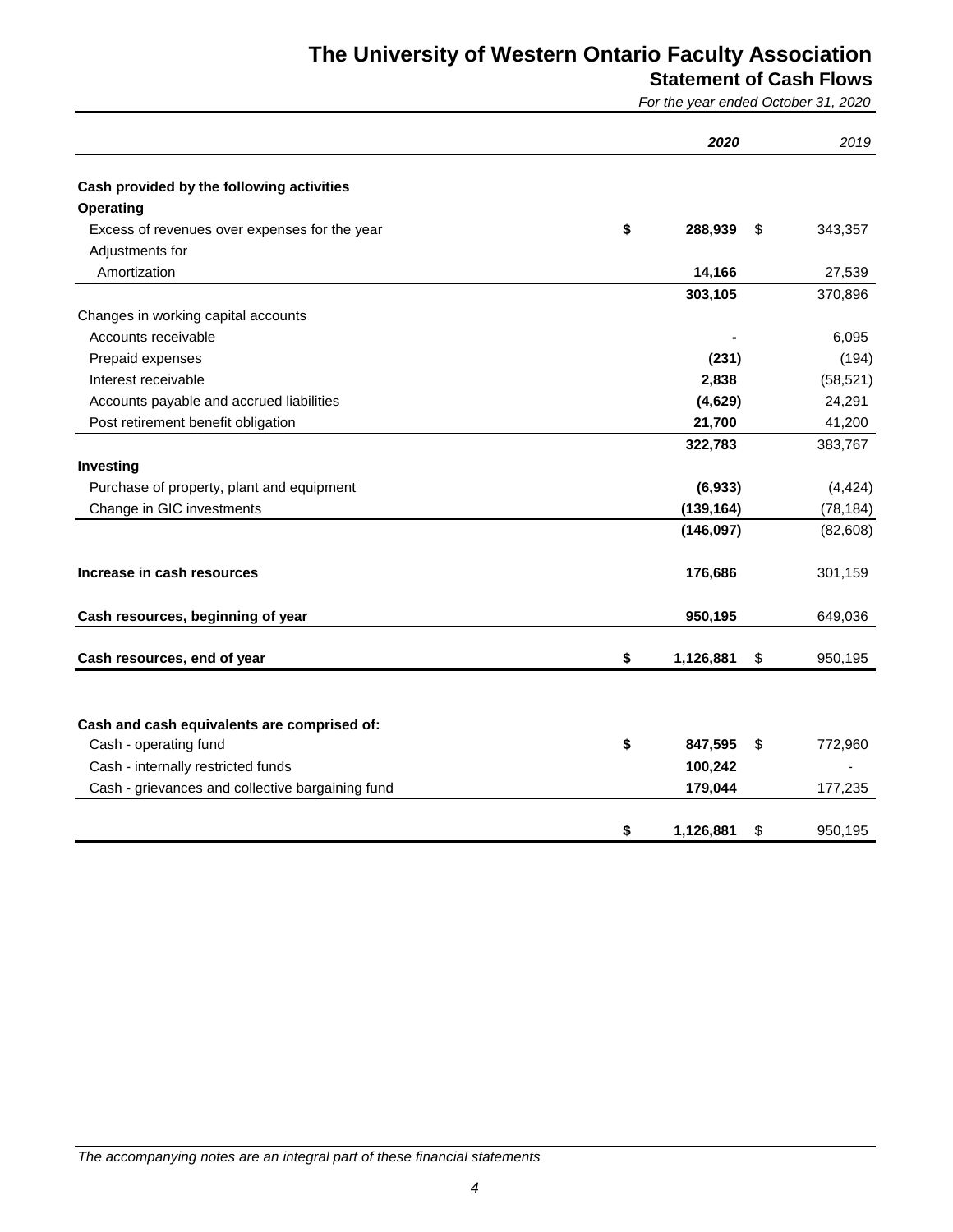# The University of Western Ontario Faculty Association

## Statement of Cash Flows

*For the year ended October 31, 2020*

| | ***2020*** | *2019* |
|---|---|---|
| **Cash provided by the following activities** | | |
| **Operating** | | |
| Excess of revenues over expenses for the year | **$ 288,939** | $ 343,357 |
| Adjustments for | | |
| Amortization | **14,166** | 27,539 |
| | **303,105** | 370,896 |
| Changes in working capital accounts | | |
| Accounts receivable | **-** | 6,095 |
| Prepaid expenses | **(231)** | (194) |
| Interest receivable | **2,838** | (58,521) |
| Accounts payable and accrued liabilities | **(4,629)** | 24,291 |
| Post retirement benefit obligation | **21,700** | 41,200 |
| | **322,783** | 383,767 |
| **Investing** | | |
| Purchase of property, plant and equipment | **(6,933)** | (4,424) |
| Change in GIC investments | **(139,164)** | (78,184) |
| | **(146,097)** | (82,608) |
| **Increase in cash resources** | **176,686** | 301,159 |
| **Cash resources, beginning of year** | **950,195** | 649,036 |
| **Cash resources, end of year** | **$ 1,126,881** | $ 950,195 |

| | | |
|---|---|---|
| **Cash and cash equivalents are comprised of:** | | |
| Cash - operating fund | **$ 847,595** | $ 772,960 |
| Cash - internally restricted funds | **100,242** | - |
| Cash - grievances and collective bargaining fund | **179,044** | 177,235 |
| | **$ 1,126,881** | $ 950,195 |

*The accompanying notes are an integral part of these financial statements*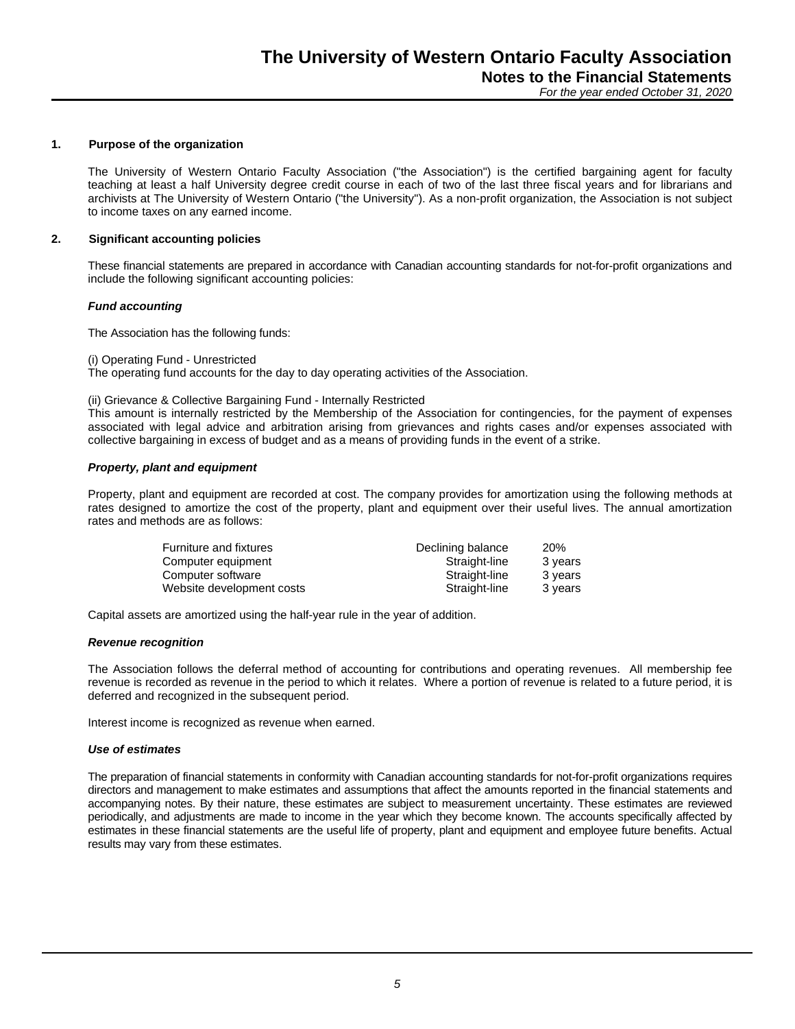# The University of Western Ontario Faculty Association

## Notes to the Financial Statements

*For the year ended October 31, 2020*

### 1. Purpose of the organization

The University of Western Ontario Faculty Association ("the Association") is the certified bargaining agent for faculty teaching at least a half University degree credit course in each of two of the last three fiscal years and for librarians and archivists at The University of Western Ontario ("the University"). As a non-profit organization, the Association is not subject to income taxes on any earned income.

### 2. Significant accounting policies

These financial statements are prepared in accordance with Canadian accounting standards for not-for-profit organizations and include the following significant accounting policies:

***Fund accounting***

The Association has the following funds:

(i) Operating Fund - Unrestricted
The operating fund accounts for the day to day operating activities of the Association.

(ii) Grievance & Collective Bargaining Fund - Internally Restricted
This amount is internally restricted by the Membership of the Association for contingencies, for the payment of expenses associated with legal advice and arbitration arising from grievances and rights cases and/or expenses associated with collective bargaining in excess of budget and as a means of providing funds in the event of a strike.

***Property, plant and equipment***

Property, plant and equipment are recorded at cost. The company provides for amortization using the following methods at rates designed to amortize the cost of the property, plant and equipment over their useful lives. The annual amortization rates and methods are as follows:

| | | |
|---|---|---|
| Furniture and fixtures | Declining balance | 20% |
| Computer equipment | Straight-line | 3 years |
| Computer software | Straight-line | 3 years |
| Website development costs | Straight-line | 3 years |

Capital assets are amortized using the half-year rule in the year of addition.

***Revenue recognition***

The Association follows the deferral method of accounting for contributions and operating revenues. All membership fee revenue is recorded as revenue in the period to which it relates. Where a portion of revenue is related to a future period, it is deferred and recognized in the subsequent period.

Interest income is recognized as revenue when earned.

***Use of estimates***

The preparation of financial statements in conformity with Canadian accounting standards for not-for-profit organizations requires directors and management to make estimates and assumptions that affect the amounts reported in the financial statements and accompanying notes. By their nature, these estimates are subject to measurement uncertainty. These estimates are reviewed periodically, and adjustments are made to income in the year which they become known. The accounts specifically affected by estimates in these financial statements are the useful life of property, plant and equipment and employee future benefits. Actual results may vary from these estimates.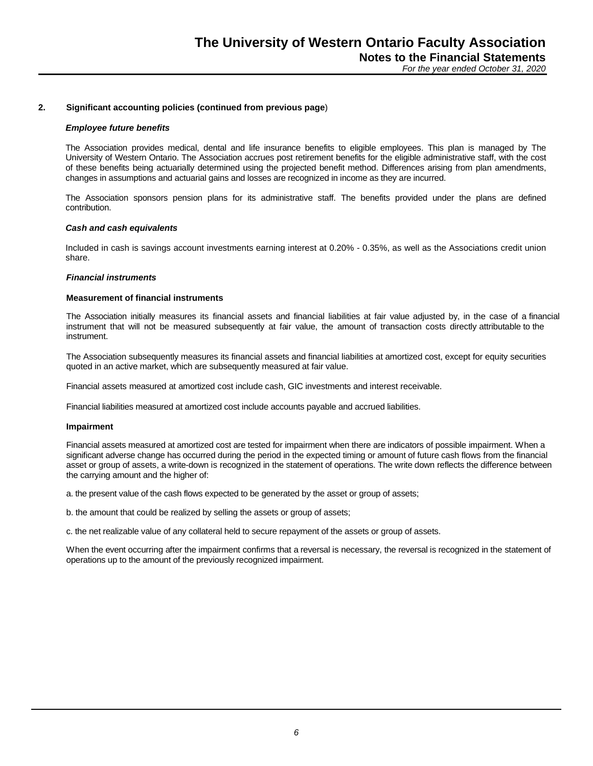## 2. Significant accounting policies (continued from previous page)

### *Employee future benefits*

The Association provides medical, dental and life insurance benefits to eligible employees. This plan is managed by The University of Western Ontario. The Association accrues post retirement benefits for the eligible administrative staff, with the cost of these benefits being actuarially determined using the projected benefit method. Differences arising from plan amendments, changes in assumptions and actuarial gains and losses are recognized in income as they are incurred.

The Association sponsors pension plans for its administrative staff. The benefits provided under the plans are defined contribution.

### *Cash and cash equivalents*

Included in cash is savings account investments earning interest at 0.20% - 0.35%, as well as the Associations credit union share.

### *Financial instruments*

#### Measurement of financial instruments

The Association initially measures its financial assets and financial liabilities at fair value adjusted by, in the case of a financial instrument that will not be measured subsequently at fair value, the amount of transaction costs directly attributable to the instrument.

The Association subsequently measures its financial assets and financial liabilities at amortized cost, except for equity securities quoted in an active market, which are subsequently measured at fair value.

Financial assets measured at amortized cost include cash, GIC investments and interest receivable.

Financial liabilities measured at amortized cost include accounts payable and accrued liabilities.

#### Impairment

Financial assets measured at amortized cost are tested for impairment when there are indicators of possible impairment. When a significant adverse change has occurred during the period in the expected timing or amount of future cash flows from the financial asset or group of assets, a write-down is recognized in the statement of operations. The write down reflects the difference between the carrying amount and the higher of:

a. the present value of the cash flows expected to be generated by the asset or group of assets;

b. the amount that could be realized by selling the assets or group of assets;

c. the net realizable value of any collateral held to secure repayment of the assets or group of assets.

When the event occurring after the impairment confirms that a reversal is necessary, the reversal is recognized in the statement of operations up to the amount of the previously recognized impairment.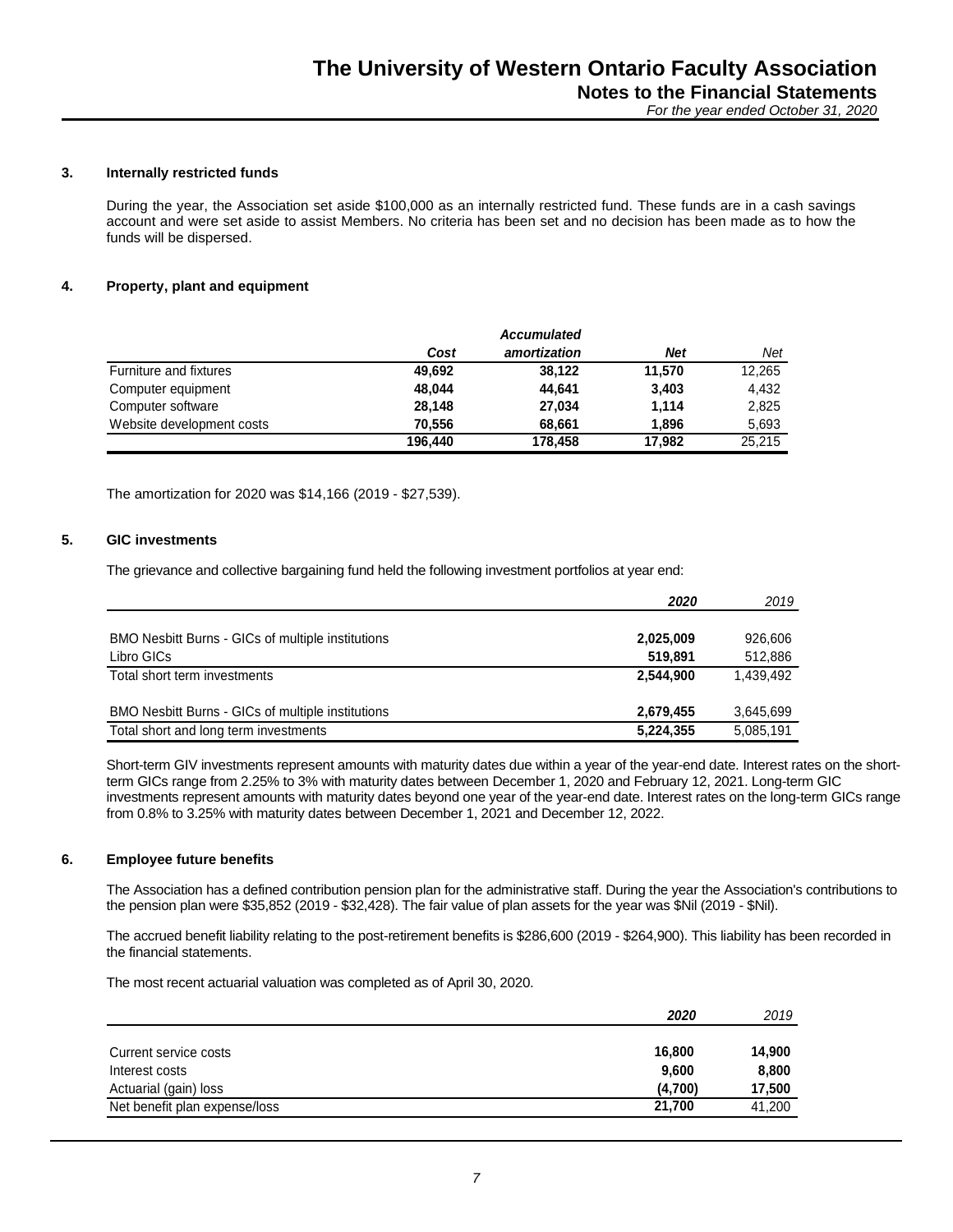### 3. Internally restricted funds

During the year, the Association set aside $100,000 as an internally restricted fund. These funds are in a cash savings account and were set aside to assist Members. No criteria has been set and no decision has been made as to how the funds will be dispersed.

### 4. Property, plant and equipment

| | Cost | Accumulated amortization | Net | Net |
|---|---|---|---|---|
| Furniture and fixtures | **49,692** | **38,122** | **11,570** | 12,265 |
| Computer equipment | **48,044** | **44,641** | **3,403** | 4,432 |
| Computer software | **28,148** | **27,034** | **1,114** | 2,825 |
| Website development costs | **70,556** | **68,661** | **1,896** | 5,693 |
| | **196,440** | **178,458** | **17,982** | 25,215 |

The amortization for 2020 was $14,166 (2019 - $27,539).

### 5. GIC investments

The grievance and collective bargaining fund held the following investment portfolios at year end:

| | 2020 | 2019 |
|---|---|---|
| BMO Nesbitt Burns - GICs of multiple institutions | **2,025,009** | 926,606 |
| Libro GICs | **519,891** | 512,886 |
| Total short term investments | **2,544,900** | 1,439,492 |
| BMO Nesbitt Burns - GICs of multiple institutions | **2,679,455** | 3,645,699 |
| Total short and long term investments | **5,224,355** | 5,085,191 |

Short-term GIV investments represent amounts with maturity dates due within a year of the year-end date. Interest rates on the short-term GICs range from 2.25% to 3% with maturity dates between December 1, 2020 and February 12, 2021. Long-term GIC investments represent amounts with maturity dates beyond one year of the year-end date. Interest rates on the long-term GICs range from 0.8% to 3.25% with maturity dates between December 1, 2021 and December 12, 2022.

### 6. Employee future benefits

The Association has a defined contribution pension plan for the administrative staff. During the year the Association's contributions to the pension plan were $35,852 (2019 - $32,428). The fair value of plan assets for the year was $Nil (2019 - $Nil).

The accrued benefit liability relating to the post-retirement benefits is $286,600 (2019 - $264,900). This liability has been recorded in the financial statements.

The most recent actuarial valuation was completed as of April 30, 2020.

| | 2020 | 2019 |
|---|---|---|
| Current service costs | **16,800** | **14,900** |
| Interest costs | **9,600** | **8,800** |
| Actuarial (gain) loss | **(4,700)** | **17,500** |
| Net benefit plan expense/loss | **21,700** | 41,200 |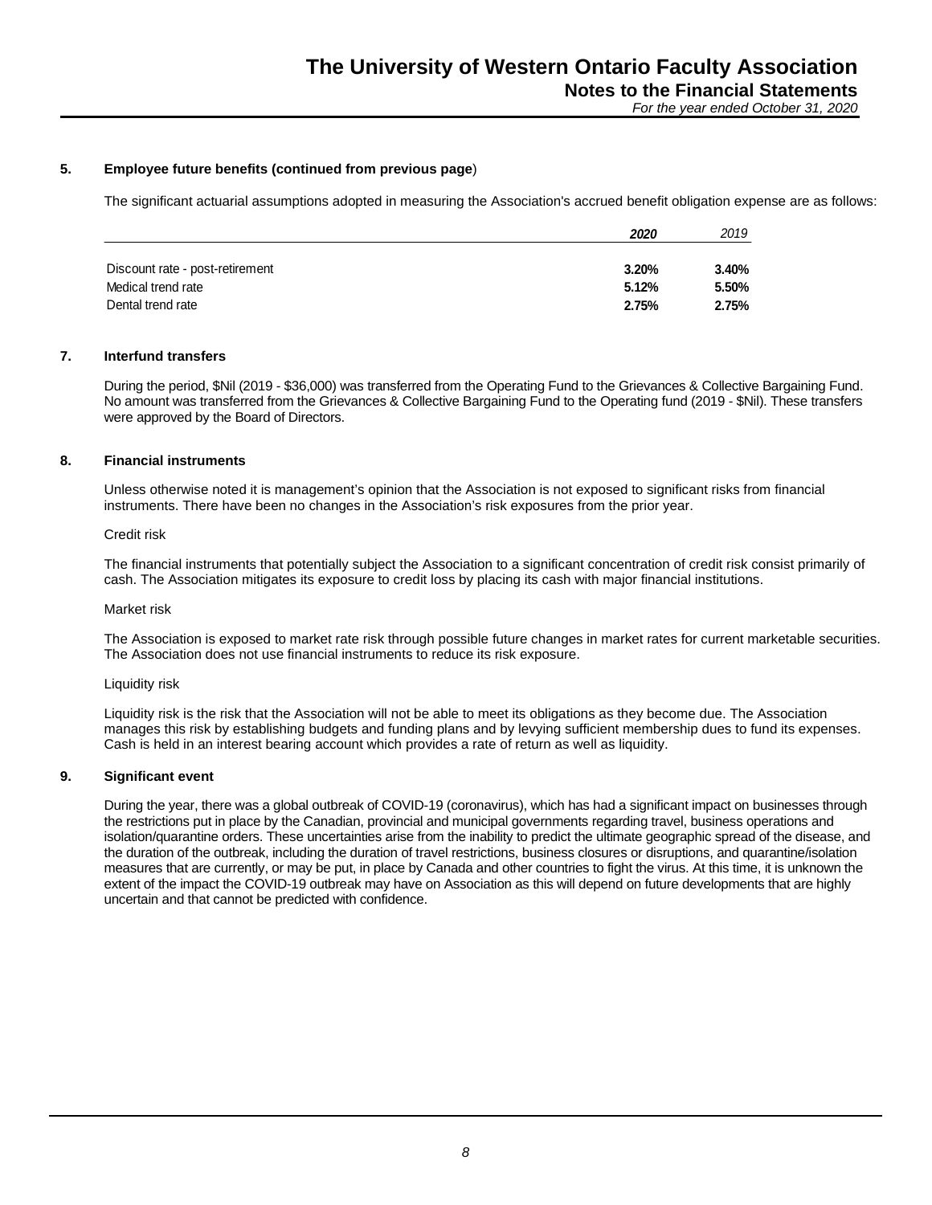### 5. Employee future benefits (continued from previous page)

The significant actuarial assumptions adopted in measuring the Association's accrued benefit obligation expense are as follows:

| | ***2020*** | *2019* |
|---|---|---|
| Discount rate - post-retirement | **3.20%** | **3.40%** |
| Medical trend rate | **5.12%** | **5.50%** |
| Dental trend rate | **2.75%** | **2.75%** |

### 7. Interfund transfers

During the period, $Nil (2019 - $36,000) was transferred from the Operating Fund to the Grievances & Collective Bargaining Fund. No amount was transferred from the Grievances & Collective Bargaining Fund to the Operating fund (2019 - $Nil). These transfers were approved by the Board of Directors.

### 8. Financial instruments

Unless otherwise noted it is management's opinion that the Association is not exposed to significant risks from financial instruments. There have been no changes in the Association's risk exposures from the prior year.

Credit risk

The financial instruments that potentially subject the Association to a significant concentration of credit risk consist primarily of cash. The Association mitigates its exposure to credit loss by placing its cash with major financial institutions.

Market risk

The Association is exposed to market rate risk through possible future changes in market rates for current marketable securities. The Association does not use financial instruments to reduce its risk exposure.

Liquidity risk

Liquidity risk is the risk that the Association will not be able to meet its obligations as they become due. The Association manages this risk by establishing budgets and funding plans and by levying sufficient membership dues to fund its expenses. Cash is held in an interest bearing account which provides a rate of return as well as liquidity.

### 9. Significant event

During the year, there was a global outbreak of COVID-19 (coronavirus), which has had a significant impact on businesses through the restrictions put in place by the Canadian, provincial and municipal governments regarding travel, business operations and isolation/quarantine orders. These uncertainties arise from the inability to predict the ultimate geographic spread of the disease, and the duration of the outbreak, including the duration of travel restrictions, business closures or disruptions, and quarantine/isolation measures that are currently, or may be put, in place by Canada and other countries to fight the virus. At this time, it is unknown the extent of the impact the COVID-19 outbreak may have on Association as this will depend on future developments that are highly uncertain and that cannot be predicted with confidence.